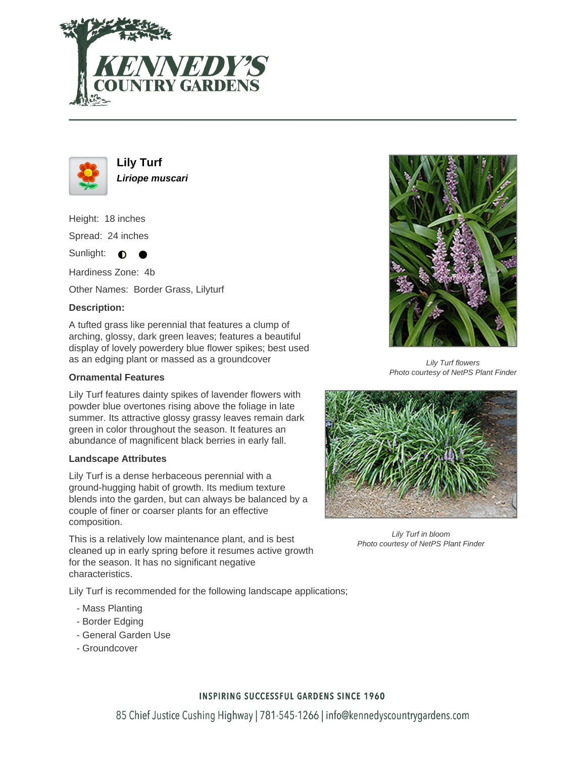# Lily Turf

***Liriope muscari***

Height: 18 inches

Spread: 24 inches

Sunlight: ◐ ●

Hardiness Zone: 4b

Other Names: Border Grass, Lilyturf

### Description:

A tufted grass like perennial that features a clump of arching, glossy, dark green leaves; features a beautiful display of lovely powerdery blue flower spikes; best used as an edging plant or massed as a groundcover

### Ornamental Features

Lily Turf features dainty spikes of lavender flowers with powder blue overtones rising above the foliage in late summer. Its attractive glossy grassy leaves remain dark green in color throughout the season. It features an abundance of magnificent black berries in early fall.

### Landscape Attributes

Lily Turf is a dense herbaceous perennial with a ground-hugging habit of growth. Its medium texture blends into the garden, but can always be balanced by a couple of finer or coarser plants for an effective composition.

This is a relatively low maintenance plant, and is best cleaned up in early spring before it resumes active growth for the season. It has no significant negative characteristics.

Lily Turf is recommended for the following landscape applications;

- Mass Planting
- Border Edging
- General Garden Use
- Groundcover

*Lily Turf flowers*
*Photo courtesy of NetPS Plant Finder*

*Lily Turf in bloom*
*Photo courtesy of NetPS Plant Finder*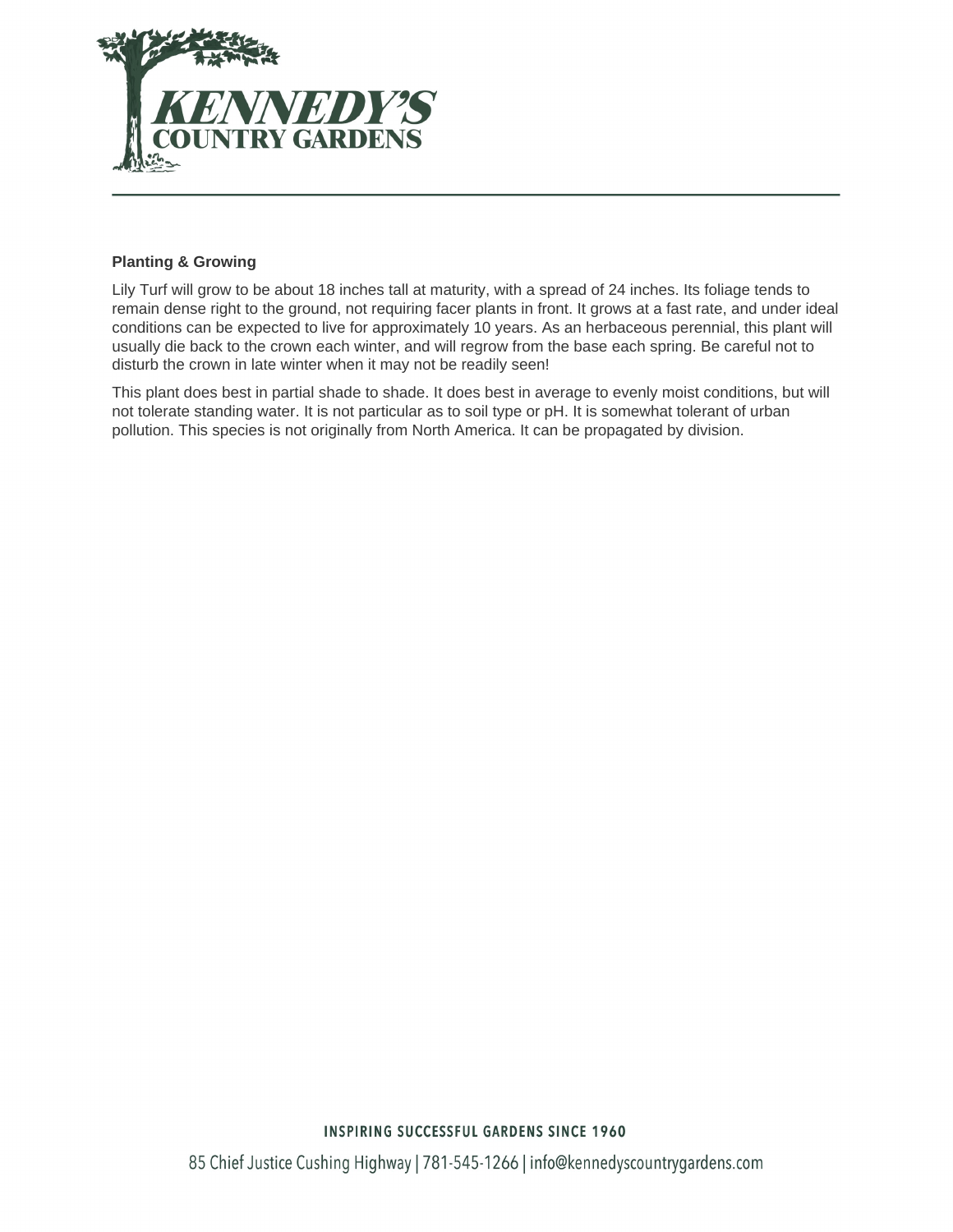**Planting & Growing**

Lily Turf will grow to be about 18 inches tall at maturity, with a spread of 24 inches. Its foliage tends to remain dense right to the ground, not requiring facer plants in front. It grows at a fast rate, and under ideal conditions can be expected to live for approximately 10 years. As an herbaceous perennial, this plant will usually die back to the crown each winter, and will regrow from the base each spring. Be careful not to disturb the crown in late winter when it may not be readily seen!

This plant does best in partial shade to shade. It does best in average to evenly moist conditions, but will not tolerate standing water. It is not particular as to soil type or pH. It is somewhat tolerant of urban pollution. This species is not originally from North America. It can be propagated by division.